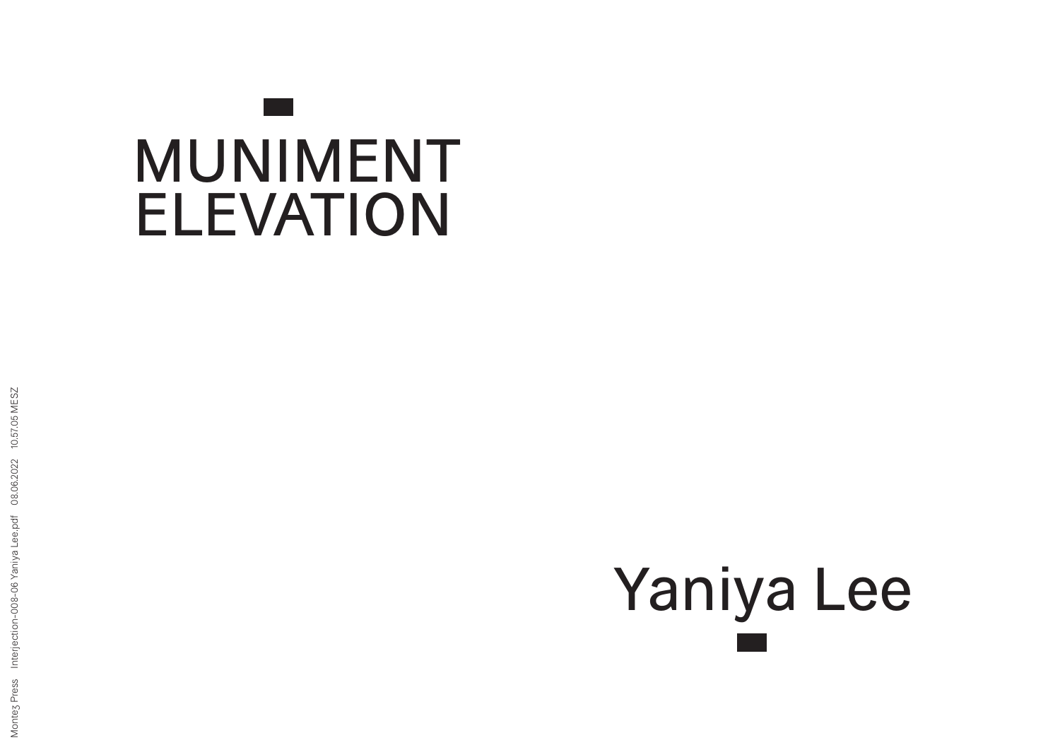# MUNIMENT ELEVATION

Yaniya Lee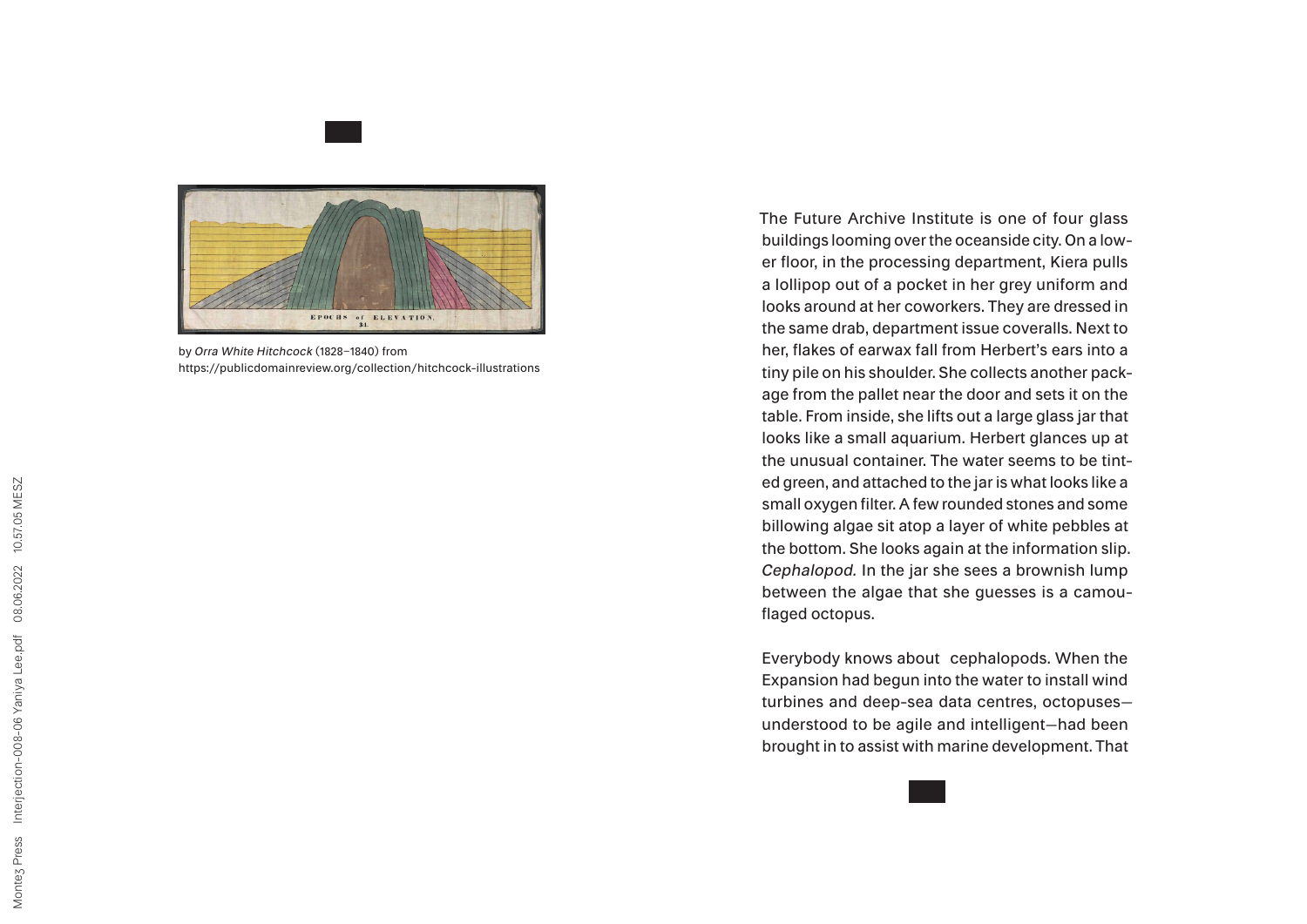by *Orra White Hitchcock* (1828–1840) from https://publicdomainreview.org/collection/hitchcock-illustrations

The Future Archive Institute is one of four glass buildings looming over the oceanside city. On a lower floor, in the processing department, Kiera pulls a lollipop out of a pocket in her grey uniform and looks around at her coworkers. They are dressed in the same drab, department issue coveralls. Next to her, flakes of earwax fall from Herbert's ears into a tiny pile on his shoulder. She collects another package from the pallet near the door and sets it on the table. From inside, she lifts out a large glass jar that looks like a small aquarium. Herbert glances up at the unusual container. The water seems to be tinted green, and attached to the jar is what looks like a small oxygen filter. A few rounded stones and some billowing algae sit atop a layer of white pebbles at the bottom. She looks again at the information slip. *Cephalopod.* In the jar she sees a brownish lump between the algae that she guesses is a camouflaged octopus.

Everybody knows about cephalopods. When the Expansion had begun into the water to install wind turbines and deep-sea data centres, octopuses—understood to be agile and intelligent—had been brought in to assist with marine development. That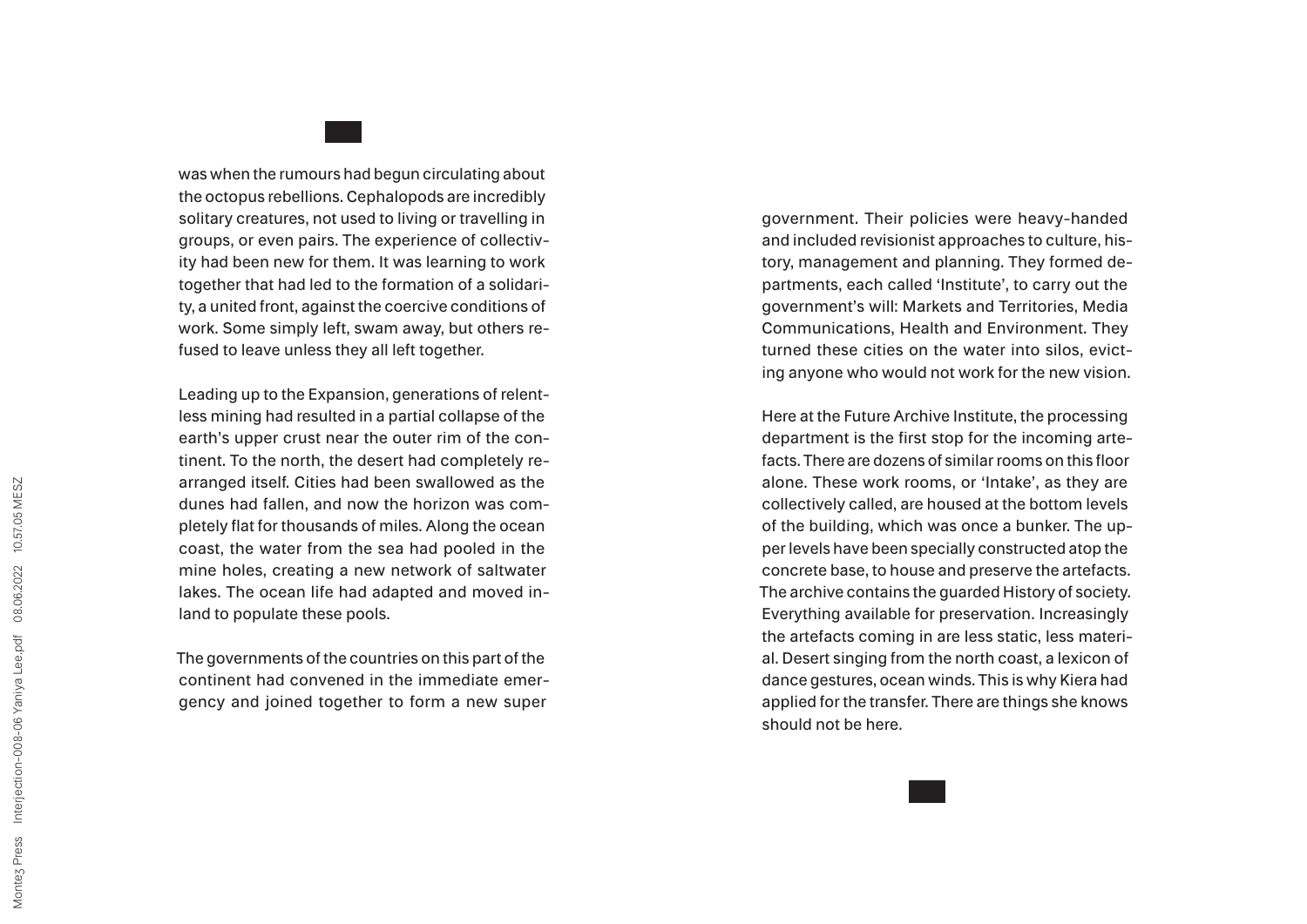was when the rumours had begun circulating about the octopus rebellions. Cephalopods are incredibly solitary creatures, not used to living or travelling in groups, or even pairs. The experience of collectivity had been new for them. It was learning to work together that had led to the formation of a solidarity, a united front, against the coercive conditions of work. Some simply left, swam away, but others refused to leave unless they all left together.

Leading up to the Expansion, generations of relentless mining had resulted in a partial collapse of the earth's upper crust near the outer rim of the continent. To the north, the desert had completely rearranged itself. Cities had been swallowed as the dunes had fallen, and now the horizon was completely flat for thousands of miles. Along the ocean coast, the water from the sea had pooled in the mine holes, creating a new network of saltwater lakes. The ocean life had adapted and moved inland to populate these pools.

The governments of the countries on this part of the continent had convened in the immediate emergency and joined together to form a new super government. Their policies were heavy-handed and included revisionist approaches to culture, history, management and planning. They formed departments, each called 'Institute', to carry out the government's will: Markets and Territories, Media Communications, Health and Environment. They turned these cities on the water into silos, evicting anyone who would not work for the new vision.

Here at the Future Archive Institute, the processing department is the first stop for the incoming artefacts. There are dozens of similar rooms on this floor alone. These work rooms, or 'Intake', as they are collectively called, are housed at the bottom levels of the building, which was once a bunker. The upper levels have been specially constructed atop the concrete base, to house and preserve the artefacts. The archive contains the guarded History of society. Everything available for preservation. Increasingly the artefacts coming in are less static, less material. Desert singing from the north coast, a lexicon of dance gestures, ocean winds. This is why Kiera had applied for the transfer. There are things she knows should not be here.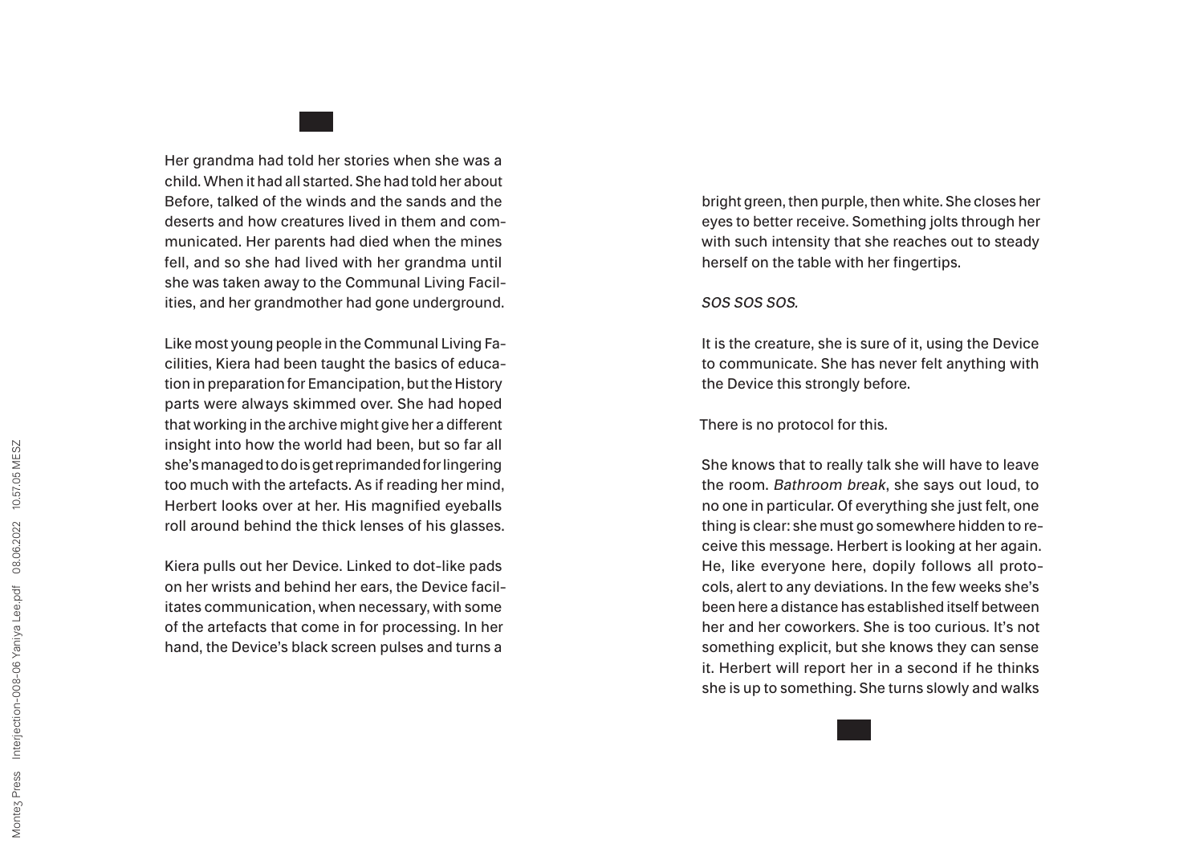Her grandma had told her stories when she was a child. When it had all started. She had told her about Before, talked of the winds and the sands and the deserts and how creatures lived in them and communicated. Her parents had died when the mines fell, and so she had lived with her grandma until she was taken away to the Communal Living Facilities, and her grandmother had gone underground.

Like most young people in the Communal Living Facilities, Kiera had been taught the basics of education in preparation for Emancipation, but the History parts were always skimmed over. She had hoped that working in the archive might give her a different insight into how the world had been, but so far all she's managed to do is get reprimanded for lingering too much with the artefacts. As if reading her mind, Herbert looks over at her. His magnified eyeballs roll around behind the thick lenses of his glasses.

Kiera pulls out her Device. Linked to dot-like pads on her wrists and behind her ears, the Device facilitates communication, when necessary, with some of the artefacts that come in for processing. In her hand, the Device's black screen pulses and turns a bright green, then purple, then white. She closes her eyes to better receive. Something jolts through her with such intensity that she reaches out to steady herself on the table with her fingertips.

*SOS SOS SOS.*

It is the creature, she is sure of it, using the Device to communicate. She has never felt anything with the Device this strongly before.

There is no protocol for this.

She knows that to really talk she will have to leave the room. *Bathroom break*, she says out loud, to no one in particular. Of everything she just felt, one thing is clear: she must go somewhere hidden to receive this message. Herbert is looking at her again. He, like everyone here, dopily follows all protocols, alert to any deviations. In the few weeks she's been here a distance has established itself between her and her coworkers. She is too curious. It's not something explicit, but she knows they can sense it. Herbert will report her in a second if he thinks she is up to something. She turns slowly and walks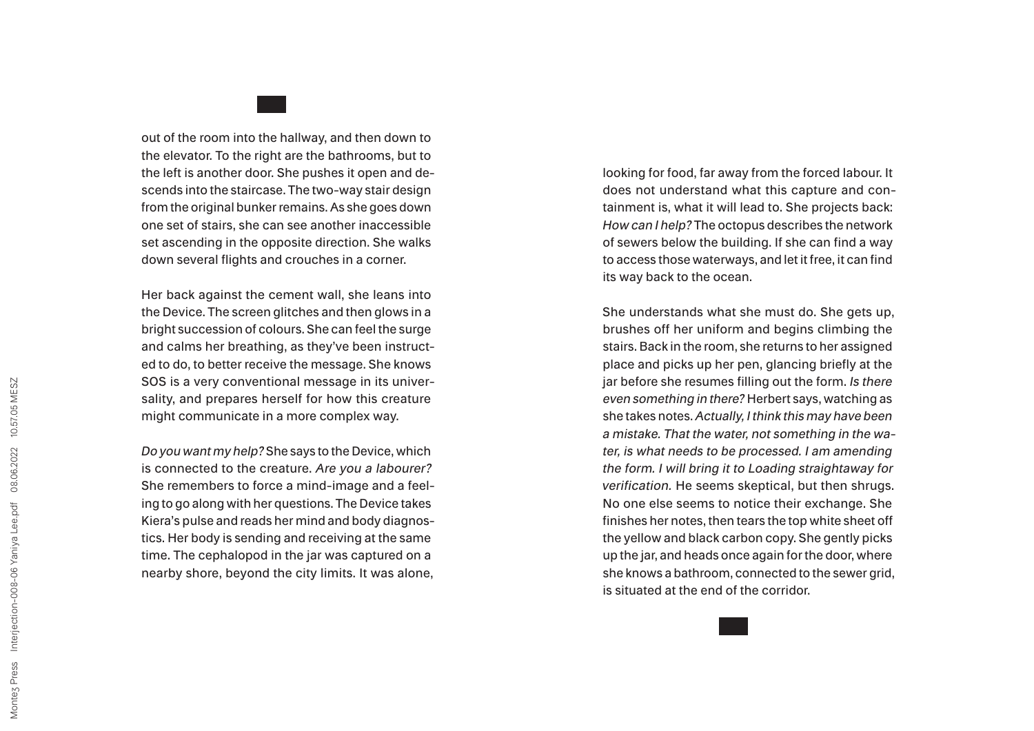out of the room into the hallway, and then down to the elevator. To the right are the bathrooms, but to the left is another door. She pushes it open and descends into the staircase. The two-way stair design from the original bunker remains. As she goes down one set of stairs, she can see another inaccessible set ascending in the opposite direction. She walks down several flights and crouches in a corner.

Her back against the cement wall, she leans into the Device. The screen glitches and then glows in a bright succession of colours. She can feel the surge and calms her breathing, as they've been instructed to do, to better receive the message. She knows SOS is a very conventional message in its universality, and prepares herself for how this creature might communicate in a more complex way.

*Do you want my help?* She says to the Device, which is connected to the creature. *Are you a labourer?* She remembers to force a mind-image and a feeling to go along with her questions. The Device takes Kiera's pulse and reads her mind and body diagnostics. Her body is sending and receiving at the same time. The cephalopod in the jar was captured on a nearby shore, beyond the city limits. It was alone, looking for food, far away from the forced labour. It does not understand what this capture and containment is, what it will lead to. She projects back: *How can I help?* The octopus describes the network of sewers below the building. If she can find a way to access those waterways, and let it free, it can find its way back to the ocean.

She understands what she must do. She gets up, brushes off her uniform and begins climbing the stairs. Back in the room, she returns to her assigned place and picks up her pen, glancing briefly at the jar before she resumes filling out the form. *Is there even something in there?* Herbert says, watching as she takes notes. *Actually, I think this may have been a mistake. That the water, not something in the water, is what needs to be processed. I am amending the form. I will bring it to Loading straightaway for verification.* He seems skeptical, but then shrugs. No one else seems to notice their exchange. She finishes her notes, then tears the top white sheet off the yellow and black carbon copy. She gently picks up the jar, and heads once again for the door, where she knows a bathroom, connected to the sewer grid, is situated at the end of the corridor.